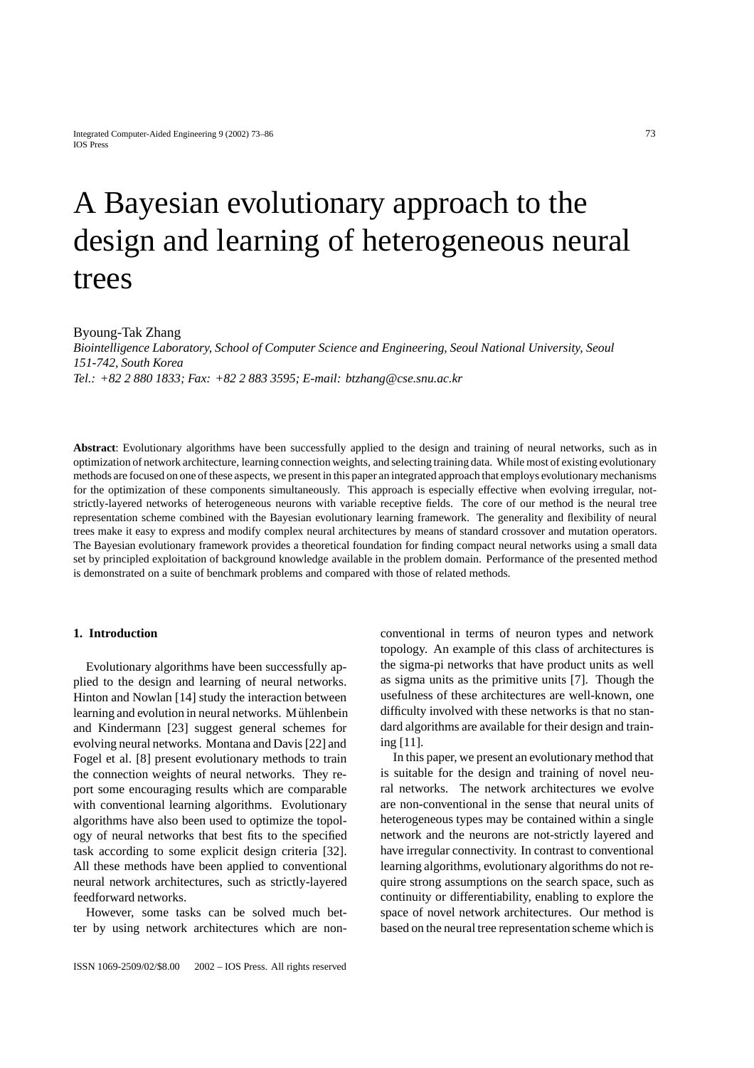# A Bayesian evolutionary approach to the design and learning of heterogeneous neural trees

Byoung-Tak Zhang

*Biointelligence Laboratory, School of Computer Science and Engineering, Seoul National University, Seoul 151-742, South Korea*

*Tel.: +82 2 880 1833; Fax: +82 2 883 3595; E-mail: btzhang@cse.snu.ac.kr*

**Abstract**: Evolutionary algorithms have been successfully applied to the design and training of neural networks, such as in optimization of network architecture, learning connection weights, and selecting training data. While most of existing evolutionary methods are focused on one of these aspects, we present in this paper an integrated approach that employs evolutionary mechanisms for the optimization of these components simultaneously. This approach is especially effective when evolving irregular, not-strictly-layered networks of heterogeneous neurons with variable receptive fields. The core of our method is the neural tree representation scheme combined with the Bayesian evolutionary learning framework. The generality and flexibility of neural trees make it easy to express and modify complex neural architectures by means of standard crossover and mutation operators. The Bayesian evolutionary framework provides a theoretical foundation for finding compact neural networks using a small data set by principled exploitation of background knowledge available in the problem domain. Performance of the presented method is demonstrated on a suite of benchmark problems and compared with those of related methods.

## 1. Introduction

Evolutionary algorithms have been successfully applied to the design and learning of neural networks. Hinton and Nowlan [14] study the interaction between learning and evolution in neural networks. Mühlenbein and Kindermann [23] suggest general schemes for evolving neural networks. Montana and Davis [22] and Fogel et al. [8] present evolutionary methods to train the connection weights of neural networks. They report some encouraging results which are comparable with conventional learning algorithms. Evolutionary algorithms have also been used to optimize the topology of neural networks that best fits to the specified task according to some explicit design criteria [32]. All these methods have been applied to conventional neural network architectures, such as strictly-layered feedforward networks.

However, some tasks can be solved much better by using network architectures which are non-conventional in terms of neuron types and network topology. An example of this class of architectures is the sigma-pi networks that have product units as well as sigma units as the primitive units [7]. Though the usefulness of these architectures are well-known, one difficulty involved with these networks is that no standard algorithms are available for their design and training [11].

In this paper, we present an evolutionary method that is suitable for the design and training of novel neural networks. The network architectures we evolve are non-conventional in the sense that neural units of heterogeneous types may be contained within a single network and the neurons are not-strictly layered and have irregular connectivity. In contrast to conventional learning algorithms, evolutionary algorithms do not require strong assumptions on the search space, such as continuity or differentiability, enabling to explore the space of novel network architectures. Our method is based on the neural tree representation scheme which is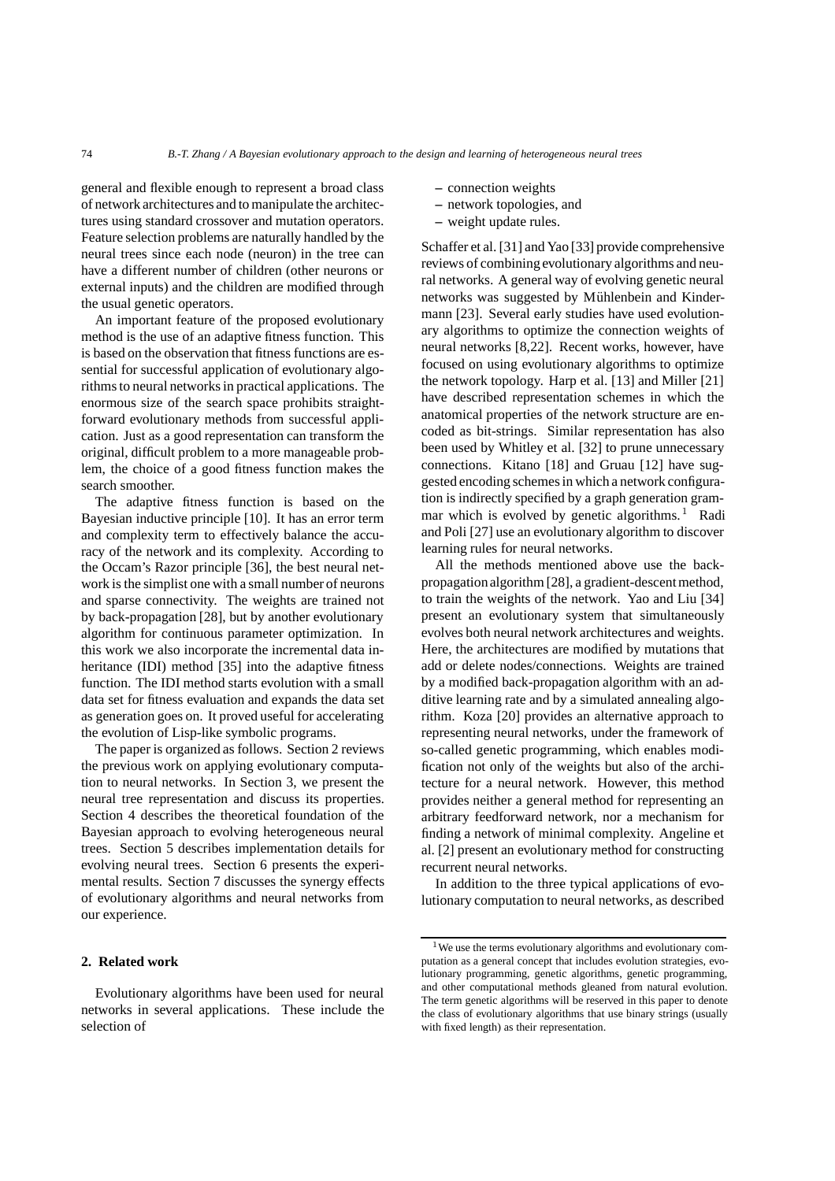general and flexible enough to represent a broad class of network architectures and to manipulate the architectures using standard crossover and mutation operators. Feature selection problems are naturally handled by the neural trees since each node (neuron) in the tree can have a different number of children (other neurons or external inputs) and the children are modified through the usual genetic operators.

An important feature of the proposed evolutionary method is the use of an adaptive fitness function. This is based on the observation that fitness functions are essential for successful application of evolutionary algorithms to neural networks in practical applications. The enormous size of the search space prohibits straightforward evolutionary methods from successful application. Just as a good representation can transform the original, difficult problem to a more manageable problem, the choice of a good fitness function makes the search smoother.

The adaptive fitness function is based on the Bayesian inductive principle [10]. It has an error term and complexity term to effectively balance the accuracy of the network and its complexity. According to the Occam's Razor principle [36], the best neural network is the simplist one with a small number of neurons and sparse connectivity. The weights are trained not by back-propagation [28], but by another evolutionary algorithm for continuous parameter optimization. In this work we also incorporate the incremental data inheritance (IDI) method [35] into the adaptive fitness function. The IDI method starts evolution with a small data set for fitness evaluation and expands the data set as generation goes on. It proved useful for accelerating the evolution of Lisp-like symbolic programs.

The paper is organized as follows. Section 2 reviews the previous work on applying evolutionary computation to neural networks. In Section 3, we present the neural tree representation and discuss its properties. Section 4 describes the theoretical foundation of the Bayesian approach to evolving heterogeneous neural trees. Section 5 describes implementation details for evolving neural trees. Section 6 presents the experimental results. Section 7 discusses the synergy effects of evolutionary algorithms and neural networks from our experience.

## 2. Related work

Evolutionary algorithms have been used for neural networks in several applications. These include the selection of

– connection weights
– network topologies, and
– weight update rules.

Schaffer et al. [31] and Yao [33] provide comprehensive reviews of combining evolutionary algorithms and neural networks. A general way of evolving genetic neural networks was suggested by Mühlenbein and Kindermann [23]. Several early studies have used evolutionary algorithms to optimize the connection weights of neural networks [8,22]. Recent works, however, have focused on using evolutionary algorithms to optimize the network topology. Harp et al. [13] and Miller [21] have described representation schemes in which the anatomical properties of the network structure are encoded as bit-strings. Similar representation has also been used by Whitley et al. [32] to prune unnecessary connections. Kitano [18] and Gruau [12] have suggested encoding schemes in which a network configuration is indirectly specified by a graph generation grammar which is evolved by genetic algorithms. [1] Radi and Poli [27] use an evolutionary algorithm to discover learning rules for neural networks.

All the methods mentioned above use the backpropagation algorithm [28], a gradient-descent method, to train the weights of the network. Yao and Liu [34] present an evolutionary system that simultaneously evolves both neural network architectures and weights. Here, the architectures are modified by mutations that add or delete nodes/connections. Weights are trained by a modified back-propagation algorithm with an additive learning rate and by a simulated annealing algorithm. Koza [20] provides an alternative approach to representing neural networks, under the framework of so-called genetic programming, which enables modification not only of the weights but also of the architecture for a neural network. However, this method provides neither a general method for representing an arbitrary feedforward network, nor a mechanism for finding a network of minimal complexity. Angeline et al. [2] present an evolutionary method for constructing recurrent neural networks.

In addition to the three typical applications of evolutionary computation to neural networks, as described

[1] We use the terms evolutionary algorithms and evolutionary computation as a general concept that includes evolution strategies, evolutionary programming, genetic algorithms, genetic programming, and other computational methods gleaned from natural evolution. The term genetic algorithms will be reserved in this paper to denote the class of evolutionary algorithms that use binary strings (usually with fixed length) as their representation.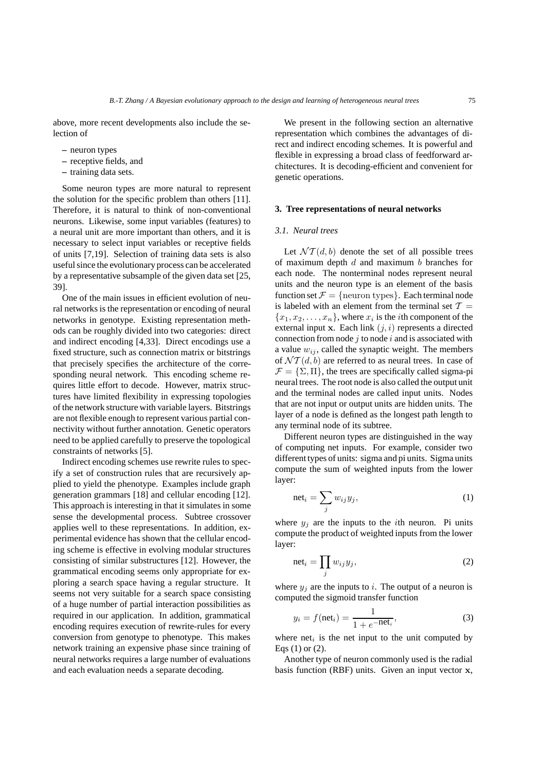above, more recent developments also include the selection of

- neuron types
- receptive fields, and
- training data sets.

Some neuron types are more natural to represent the solution for the specific problem than others [11]. Therefore, it is natural to think of non-conventional neurons. Likewise, some input variables (features) to a neural unit are more important than others, and it is necessary to select input variables or receptive fields of units [7,19]. Selection of training data sets is also useful since the evolutionary process can be accelerated by a representative subsample of the given data set [25, 39].

One of the main issues in efficient evolution of neural networks is the representation or encoding of neural networks in genotype. Existing representation methods can be roughly divided into two categories: direct and indirect encoding [4,33]. Direct encodings use a fixed structure, such as connection matrix or bitstrings that precisely specifies the architecture of the corresponding neural network. This encoding scheme requires little effort to decode. However, matrix structures have limited flexibility in expressing topologies of the network structure with variable layers. Bitstrings are not flexible enough to represent various partial connectivity without further annotation. Genetic operators need to be applied carefully to preserve the topological constraints of networks [5].

Indirect encoding schemes use rewrite rules to specify a set of construction rules that are recursively applied to yield the phenotype. Examples include graph generation grammars [18] and cellular encoding [12]. This approach is interesting in that it simulates in some sense the developmental process. Subtree crossover applies well to these representations. In addition, experimental evidence has shown that the cellular encoding scheme is effective in evolving modular structures consisting of similar substructures [12]. However, the grammatical encoding seems only appropriate for exploring a search space having a regular structure. It seems not very suitable for a search space consisting of a huge number of partial interaction possibilities as required in our application. In addition, grammatical encoding requires execution of rewrite-rules for every conversion from genotype to phenotype. This makes network training an expensive phase since training of neural networks requires a large number of evaluations and each evaluation needs a separate decoding.

We present in the following section an alternative representation which combines the advantages of direct and indirect encoding schemes. It is powerful and flexible in expressing a broad class of feedforward architectures. It is decoding-efficient and convenient for genetic operations.

## 3. Tree representations of neural networks

### *3.1. Neural trees*

Let $\mathcal{NT}(d,b)$ denote the set of all possible trees of maximum depth $d$ and maximum $b$ branches for each node. The nonterminal nodes represent neural units and the neuron type is an element of the basis function set $\mathcal{F} = \{\text{neuron types}\}$. Each terminal node is labeled with an element from the terminal set $\mathcal{T} = \{x_1, x_2, \ldots, x_n\}$, where $x_i$ is the $i$th component of the external input $\mathbf{x}$. Each link $(j,i)$ represents a directed connection from node $j$ to node $i$ and is associated with a value $w_{ij}$, called the synaptic weight. The members of $\mathcal{NT}(d,b)$ are referred to as neural trees. In case of $\mathcal{F} = \{\Sigma, \Pi\}$, the trees are specifically called sigma-pi neural trees. The root node is also called the output unit and the terminal nodes are called input units. Nodes that are not input or output units are hidden units. The layer of a node is defined as the longest path length to any terminal node of its subtree.

Different neuron types are distinguished in the way of computing net inputs. For example, consider two different types of units: sigma and pi units. Sigma units compute the sum of weighted inputs from the lower layer:

$$\text{net}_i = \sum_j w_{ij} y_j, \tag{1}$$

where $y_j$ are the inputs to the $i$th neuron. Pi units compute the product of weighted inputs from the lower layer:

$$\text{net}_i = \prod_j w_{ij} y_j, \tag{2}$$

where $y_j$ are the inputs to $i$. The output of a neuron is computed the sigmoid transfer function

$$y_i = f(\text{net}_i) = \frac{1}{1 + e^{-\text{net}_i}}, \tag{3}$$

where $\text{net}_i$ is the net input to the unit computed by Eqs (1) or (2).

Another type of neuron commonly used is the radial basis function (RBF) units. Given an input vector $\mathbf{x}$,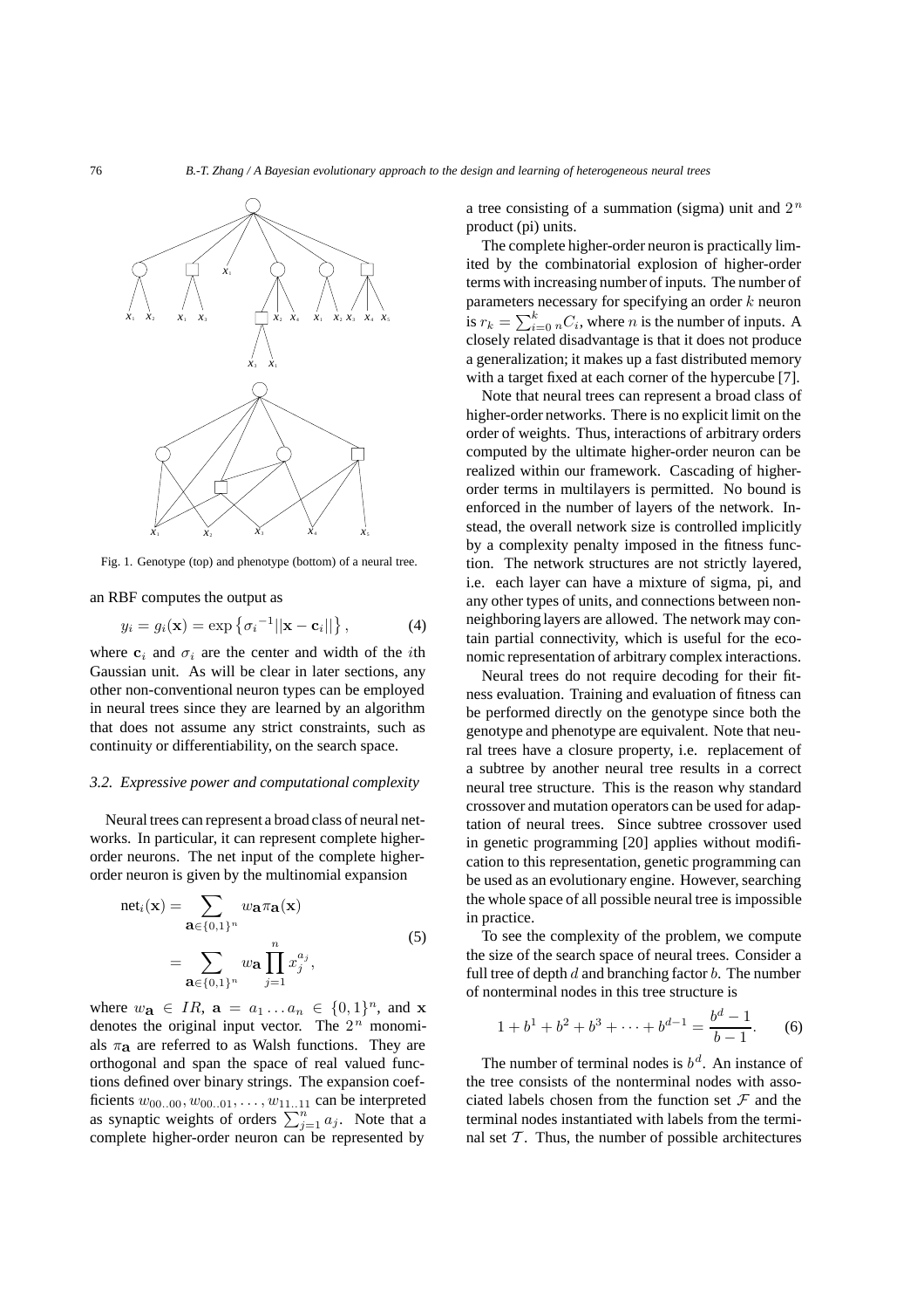Fig. 1. Genotype (top) and phenotype (bottom) of a neural tree.

an RBF computes the output as

$$y_i = g_i(\mathbf{x}) = \exp\left\{{\sigma_i}^{-1}||\mathbf{x} - \mathbf{c}_i||\right\}, \tag{4}$$

where $\mathbf{c}_i$ and $\sigma_i$ are the center and width of the $i$th Gaussian unit. As will be clear in later sections, any other non-conventional neuron types can be employed in neural trees since they are learned by an algorithm that does not assume any strict constraints, such as continuity or differentiability, on the search space.

### *3.2. Expressive power and computational complexity*

Neural trees can represent a broad class of neural networks. In particular, it can represent complete higher-order neurons. The net input of the complete higher-order neuron is given by the multinomial expansion

$$\begin{aligned}\text{net}_i(\mathbf{x}) &= \sum_{\mathbf{a}\in\{0,1\}^n} w_{\mathbf{a}}\pi_{\mathbf{a}}(\mathbf{x}) \\ &= \sum_{\mathbf{a}\in\{0,1\}^n} w_{\mathbf{a}}\prod_{j=1}^{n} x_j^{a_j},\end{aligned} \tag{5}$$

where $w_{\mathbf{a}} \in IR$, $\mathbf{a} = a_1 \ldots a_n \in \{0,1\}^n$, and $\mathbf{x}$ denotes the original input vector. The $2^n$ monomials $\pi_{\mathbf{a}}$ are referred to as Walsh functions. They are orthogonal and span the space of real valued functions defined over binary strings. The expansion coefficients $w_{00..00}, w_{00..01}, \ldots, w_{11..11}$ can be interpreted as synaptic weights of orders $\sum_{j=1}^{n} a_j$. Note that a complete higher-order neuron can be represented by a tree consisting of a summation (sigma) unit and $2^n$ product (pi) units.

The complete higher-order neuron is practically limited by the combinatorial explosion of higher-order terms with increasing number of inputs. The number of parameters necessary for specifying an order $k$ neuron is $r_k = \sum_{i=0}^{k} {}_nC_i$, where $n$ is the number of inputs. A closely related disadvantage is that it does not produce a generalization; it makes up a fast distributed memory with a target fixed at each corner of the hypercube [7].

Note that neural trees can represent a broad class of higher-order networks. There is no explicit limit on the order of weights. Thus, interactions of arbitrary orders computed by the ultimate higher-order neuron can be realized within our framework. Cascading of higher-order terms in multilayers is permitted. No bound is enforced in the number of layers of the network. Instead, the overall network size is controlled implicitly by a complexity penalty imposed in the fitness function. The network structures are not strictly layered, i.e. each layer can have a mixture of sigma, pi, and any other types of units, and connections between non-neighboring layers are allowed. The network may contain partial connectivity, which is useful for the economic representation of arbitrary complex interactions.

Neural trees do not require decoding for their fitness evaluation. Training and evaluation of fitness can be performed directly on the genotype since both the genotype and phenotype are equivalent. Note that neural trees have a closure property, i.e. replacement of a subtree by another neural tree results in a correct neural tree structure. This is the reason why standard crossover and mutation operators can be used for adaptation of neural trees. Since subtree crossover used in genetic programming [20] applies without modification to this representation, genetic programming can be used as an evolutionary engine. However, searching the whole space of all possible neural tree is impossible in practice.

To see the complexity of the problem, we compute the size of the search space of neural trees. Consider a full tree of depth $d$ and branching factor $b$. The number of nonterminal nodes in this tree structure is

$$1 + b^1 + b^2 + b^3 + \cdots + b^{d-1} = \frac{b^d - 1}{b - 1}. \tag{6}$$

The number of terminal nodes is $b^d$. An instance of the tree consists of the nonterminal nodes with associated labels chosen from the function set $\mathcal{F}$ and the terminal nodes instantiated with labels from the terminal set $\mathcal{T}$. Thus, the number of possible architectures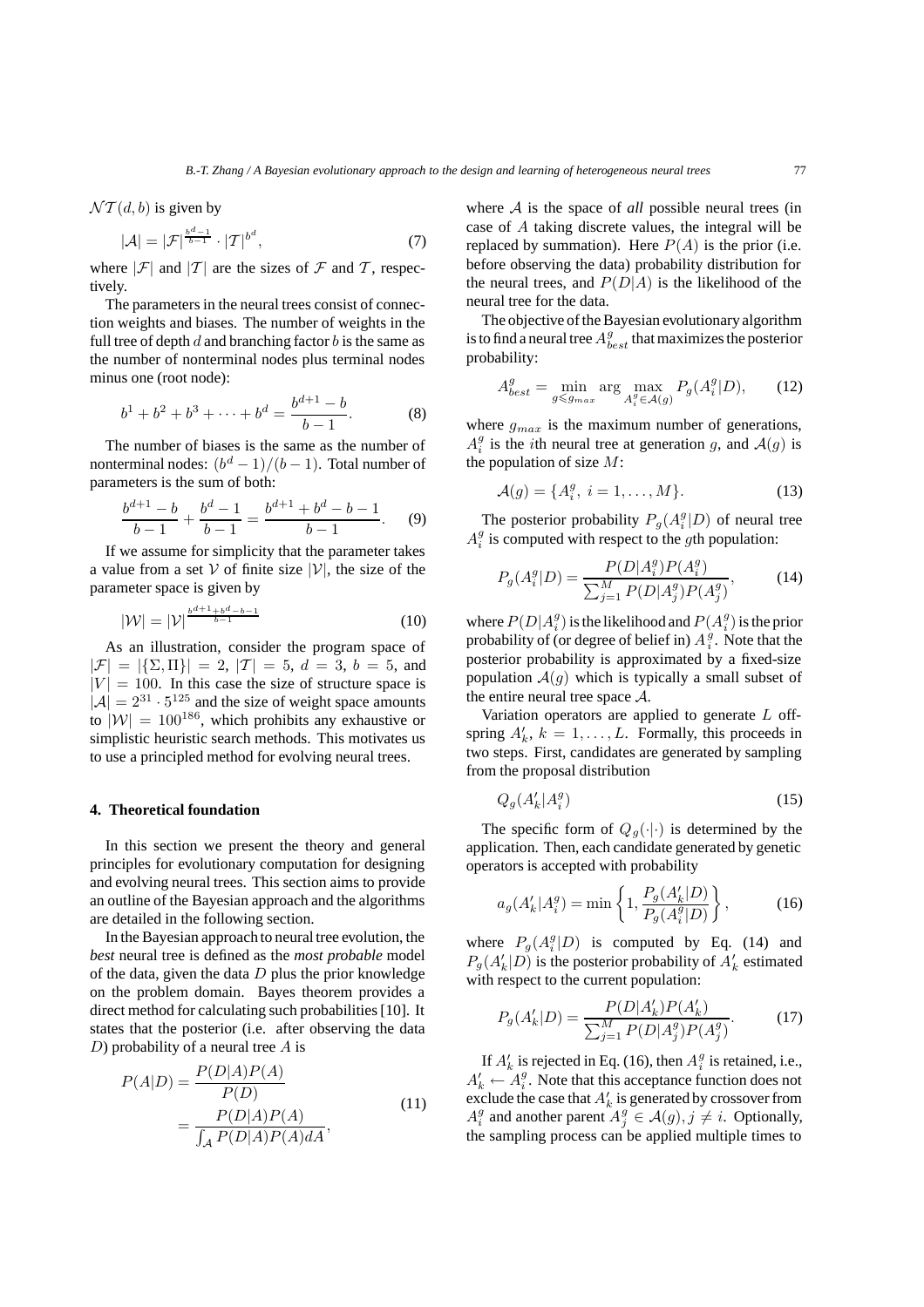$\mathcal{NT}(d, b)$ is given by

$$|\mathcal{A}| = |\mathcal{F}|^{\frac{b^d-1}{b-1}} \cdot |\mathcal{T}|^{b^d}, \tag{7}$$

where $|\mathcal{F}|$ and $|\mathcal{T}|$ are the sizes of $\mathcal{F}$ and $\mathcal{T}$, respectively.

The parameters in the neural trees consist of connection weights and biases. The number of weights in the full tree of depth $d$ and branching factor $b$ is the same as the number of nonterminal nodes plus terminal nodes minus one (root node):

$$b^1 + b^2 + b^3 + \cdots + b^d = \frac{b^{d+1} - b}{b - 1}. \tag{8}$$

The number of biases is the same as the number of nonterminal nodes: $(b^d - 1)/(b - 1)$. Total number of parameters is the sum of both:

$$\frac{b^{d+1} - b}{b - 1} + \frac{b^d - 1}{b - 1} = \frac{b^{d+1} + b^d - b - 1}{b - 1}. \tag{9}$$

If we assume for simplicity that the parameter takes a value from a set $\mathcal{V}$ of finite size $|\mathcal{V}|$, the size of the parameter space is given by

$$|\mathcal{W}| = |\mathcal{V}|^{\frac{b^{d+1}+b^d-b-1}{b-1}} \tag{10}$$

As an illustration, consider the program space of $|\mathcal{F}| = |\{\Sigma, \Pi\}| = 2$, $|\mathcal{T}| = 5$, $d = 3$, $b = 5$, and $|V| = 100$. In this case the size of structure space is $|\mathcal{A}| = 2^{31} \cdot 5^{125}$ and the size of weight space amounts to $|\mathcal{W}| = 100^{186}$, which prohibits any exhaustive or simplistic heuristic search methods. This motivates us to use a principled method for evolving neural trees.

## 4. Theoretical foundation

In this section we present the theory and general principles for evolutionary computation for designing and evolving neural trees. This section aims to provide an outline of the Bayesian approach and the algorithms are detailed in the following section.

In the Bayesian approach to neural tree evolution, the *best* neural tree is defined as the *most probable* model of the data, given the data $D$ plus the prior knowledge on the problem domain. Bayes theorem provides a direct method for calculating such probabilities [10]. It states that the posterior (i.e. after observing the data $D$) probability of a neural tree $A$ is

$$\begin{aligned} P(A|D) &= \frac{P(D|A)P(A)}{P(D)} \\ &= \frac{P(D|A)P(A)}{\int_{\mathcal{A}} P(D|A)P(A)dA}, \end{aligned} \tag{11}$$

where $\mathcal{A}$ is the space of *all* possible neural trees (in case of $A$ taking discrete values, the integral will be replaced by summation). Here $P(A)$ is the prior (i.e. before observing the data) probability distribution for the neural trees, and $P(D|A)$ is the likelihood of the neural tree for the data.

The objective of the Bayesian evolutionary algorithm is to find a neural tree $A^g_{best}$ that maximizes the posterior probability:

$$A^g_{best} = \min_{g \leqslant g_{max}} \arg \max_{A^g_i \in \mathcal{A}(g)} P_g(A^g_i|D), \tag{12}$$

where $g_{max}$ is the maximum number of generations, $A^g_i$ is the $i$th neural tree at generation $g$, and $\mathcal{A}(g)$ is the population of size $M$:

$$\mathcal{A}(g) = \{A^g_i, \ i = 1, \ldots, M\}. \tag{13}$$

The posterior probability $P_g(A^g_i|D)$ of neural tree $A^g_i$ is computed with respect to the $g$th population:

$$P_g(A^g_i|D) = \frac{P(D|A^g_i)P(A^g_i)}{\sum_{j=1}^{M} P(D|A^g_j)P(A^g_j)}, \tag{14}$$

where $P(D|A^g_i)$ is the likelihood and $P(A^g_i)$ is the prior probability of (or degree of belief in) $A^g_i$. Note that the posterior probability is approximated by a fixed-size population $\mathcal{A}(g)$ which is typically a small subset of the entire neural tree space $\mathcal{A}$.

Variation operators are applied to generate $L$ offspring $A'_k$, $k = 1, \ldots, L$. Formally, this proceeds in two steps. First, candidates are generated by sampling from the proposal distribution

$$Q_g(A'_k|A^g_i) \tag{15}$$

The specific form of $Q_g(\cdot|\cdot)$ is determined by the application. Then, each candidate generated by genetic operators is accepted with probability

$$a_g(A'_k|A^g_i) = \min\left\{1, \frac{P_g(A'_k|D)}{P_g(A^g_i|D)}\right\}, \tag{16}$$

where $P_g(A^g_i|D)$ is computed by Eq. (14) and $P_g(A'_k|D)$ is the posterior probability of $A'_k$ estimated with respect to the current population:

$$P_g(A'_k|D) = \frac{P(D|A'_k)P(A'_k)}{\sum_{j=1}^{M} P(D|A^g_j)P(A^g_j)}. \tag{17}$$

If $A'_k$ is rejected in Eq. (16), then $A^g_i$ is retained, i.e., $A'_k \leftarrow A^g_i$. Note that this acceptance function does not exclude the case that $A'_k$ is generated by crossover from $A^g_i$ and another parent $A^g_j \in \mathcal{A}(g), j \neq i$. Optionally, the sampling process can be applied multiple times to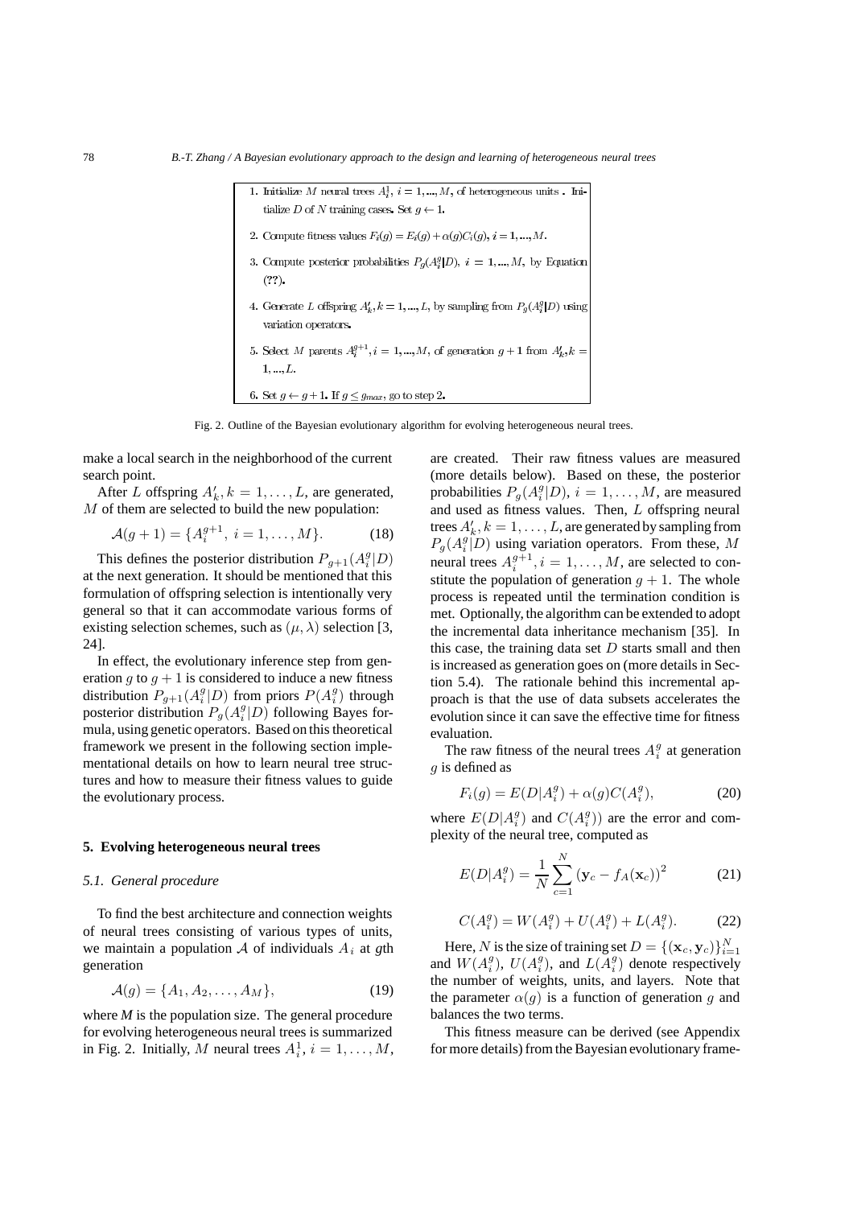1. Initialize $M$ neural trees $A_i^1$, $i = 1, ..., M$, of heterogeneous units . Initialize $D$ of $N$ training cases. Set $g \leftarrow 1$.
2. Compute fitness values $F_i(g) = E_i(g) + \alpha(g) C_i(g)$, $i = 1, ..., M$.
3. Compute posterior probabilities $P_g(A_i^g|D)$, $i = 1, ..., M$, by Equation (??).
4. Generate $L$ offspring $A_k'$, $k = 1, ..., L$, by sampling from $P_g(A_i^g|D)$ using variation operators.
5. Select $M$ parents $A_i^{g+1}$, $i = 1, ..., M$, of generation $g+1$ from $A_k'$, $k = 1, ..., L$.
6. Set $g \leftarrow g + 1$. If $g \leq g_{max}$, go to step 2.

Fig. 2. Outline of the Bayesian evolutionary algorithm for evolving heterogeneous neural trees.

make a local search in the neighborhood of the current search point.

After $L$ offspring $A_k'$, $k = 1, \ldots, L$, are generated, $M$ of them are selected to build the new population:

$$\mathcal{A}(g+1) = \{A_i^{g+1},\ i = 1, \ldots, M\}. \tag{18}$$

This defines the posterior distribution $P_{g+1}(A_i^g|D)$ at the next generation. It should be mentioned that this formulation of offspring selection is intentionally very general so that it can accommodate various forms of existing selection schemes, such as $(\mu, \lambda)$ selection [3, 24].

In effect, the evolutionary inference step from generation $g$ to $g+1$ is considered to induce a new fitness distribution $P_{g+1}(A_i^g|D)$ from priors $P(A_i^g)$ through posterior distribution $P_g(A_i^g|D)$ following Bayes formula, using genetic operators. Based on this theoretical framework we present in the following section implementational details on how to learn neural tree structures and how to measure their fitness values to guide the evolutionary process.

## 5. Evolving heterogeneous neural trees

### 5.1. General procedure

To find the best architecture and connection weights of neural trees consisting of various types of units, we maintain a population $\mathcal{A}$ of individuals $A_i$ at *g*th generation

$$\mathcal{A}(g) = \{A_1, A_2, \ldots, A_M\}, \tag{19}$$

where *M* is the population size. The general procedure for evolving heterogeneous neural trees is summarized in Fig. 2. Initially, $M$ neural trees $A_i^1$, $i = 1, \ldots, M$, are created. Their raw fitness values are measured (more details below). Based on these, the posterior probabilities $P_g(A_i^g|D)$, $i = 1, \ldots, M$, are measured and used as fitness values. Then, $L$ offspring neural trees $A_k'$, $k = 1, \ldots, L$, are generated by sampling from $P_g(A_i^g|D)$ using variation operators. From these, $M$ neural trees $A_i^{g+1}$, $i = 1, \ldots, M$, are selected to constitute the population of generation $g+1$. The whole process is repeated until the termination condition is met. Optionally, the algorithm can be extended to adopt the incremental data inheritance mechanism [35]. In this case, the training data set $D$ starts small and then is increased as generation goes on (more details in Section 5.4). The rationale behind this incremental approach is that the use of data subsets accelerates the evolution since it can save the effective time for fitness evaluation.

The raw fitness of the neural trees $A_i^g$ at generation $g$ is defined as

$$F_i(g) = E(D|A_i^g) + \alpha(g) C(A_i^g), \tag{20}$$

where $E(D|A_i^g)$ and $C(A_i^g))$ are the error and complexity of the neural tree, computed as

$$E(D|A_i^g) = \frac{1}{N} \sum_{c=1}^{N} (\mathbf{y}_c - f_A(\mathbf{x}_c))^2 \tag{21}$$

$$C(A_i^g) = W(A_i^g) + U(A_i^g) + L(A_i^g). \tag{22}$$

Here, $N$ is the size of training set $D = \{(\mathbf{x}_c, \mathbf{y}_c)\}_{i=1}^N$ and $W(A_i^g)$, $U(A_i^g)$, and $L(A_i^g)$ denote respectively the number of weights, units, and layers. Note that the parameter $\alpha(g)$ is a function of generation $g$ and balances the two terms.

This fitness measure can be derived (see Appendix for more details) from the Bayesian evolutionary frame-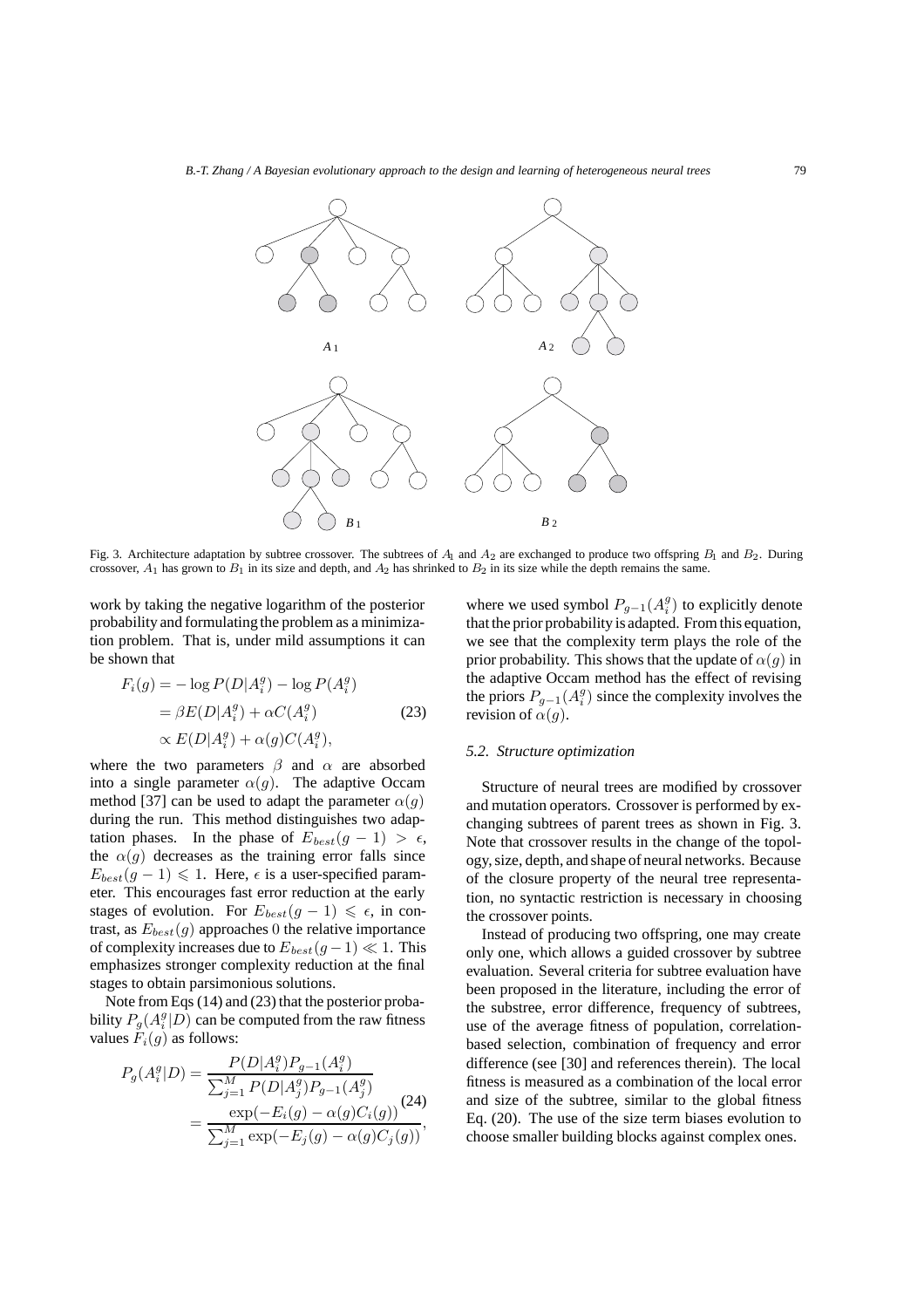A 1

A 2

B 1

B 2

Fig. 3. Architecture adaptation by subtree crossover. The subtrees of $A_1$ and $A_2$ are exchanged to produce two offspring $B_1$ and $B_2$. During crossover, $A_1$ has grown to $B_1$ in its size and depth, and $A_2$ has shrinked to $B_2$ in its size while the depth remains the same.

work by taking the negative logarithm of the posterior probability and formulating the problem as a minimization problem. That is, under mild assumptions it can be shown that

$$
\begin{aligned}
F_i(g) &= -\log P(D|A_i^g) - \log P(A_i^g) \\
&= \beta E(D|A_i^g) + \alpha C(A_i^g) \\
&\propto E(D|A_i^g) + \alpha(g) C(A_i^g),
\end{aligned}
\tag{23}
$$

where the two parameters $\beta$ and $\alpha$ are absorbed into a single parameter $\alpha(g)$. The adaptive Occam method [37] can be used to adapt the parameter $\alpha(g)$ during the run. This method distinguishes two adaptation phases. In the phase of $E_{best}(g-1) > \epsilon$, the $\alpha(g)$ decreases as the training error falls since $E_{best}(g-1) \leqslant 1$. Here, $\epsilon$ is a user-specified parameter. This encourages fast error reduction at the early stages of evolution. For $E_{best}(g-1) \leqslant \epsilon$, in contrast, as $E_{best}(g)$ approaches 0 the relative importance of complexity increases due to $E_{best}(g-1) \ll 1$. This emphasizes stronger complexity reduction at the final stages to obtain parsimonious solutions.

Note from Eqs (14) and (23) that the posterior probability $P_g(A_i^g|D)$ can be computed from the raw fitness values $F_i(g)$ as follows:

$$
\begin{aligned}
P_g(A_i^g|D) &= \frac{P(D|A_i^g)P_{g-1}(A_i^g)}{\sum_{j=1}^{M} P(D|A_j^g)P_{g-1}(A_j^g)} \\
&= \frac{\exp(-E_i(g) - \alpha(g)C_i(g))}{\sum_{j=1}^{M} \exp(-E_j(g) - \alpha(g)C_j(g))},
\end{aligned}
\tag{24}
$$

where we used symbol $P_{g-1}(A_i^g)$ to explicitly denote that the prior probability is adapted. From this equation, we see that the complexity term plays the role of the prior probability. This shows that the update of $\alpha(g)$ in the adaptive Occam method has the effect of revising the priors $P_{g-1}(A_i^g)$ since the complexity involves the revision of $\alpha(g)$.

### *5.2. Structure optimization*

Structure of neural trees are modified by crossover and mutation operators. Crossover is performed by exchanging subtrees of parent trees as shown in Fig. 3. Note that crossover results in the change of the topology, size, depth, and shape of neural networks. Because of the closure property of the neural tree representation, no syntactic restriction is necessary in choosing the crossover points.

Instead of producing two offspring, one may create only one, which allows a guided crossover by subtree evaluation. Several criteria for subtree evaluation have been proposed in the literature, including the error of the substree, error difference, frequency of subtrees, use of the average fitness of population, correlation-based selection, combination of frequency and error difference (see [30] and references therein). The local fitness is measured as a combination of the local error and size of the subtree, similar to the global fitness Eq. (20). The use of the size term biases evolution to choose smaller building blocks against complex ones.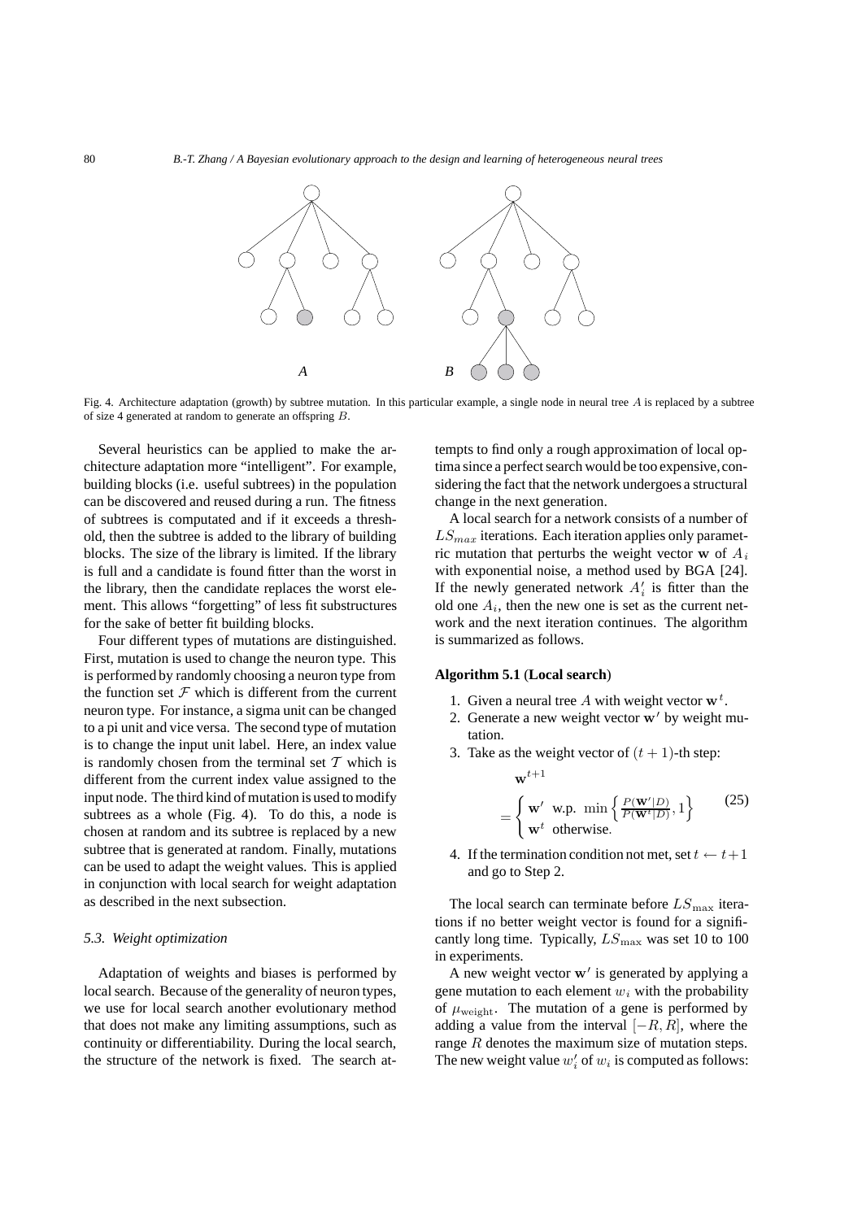A

B

Fig. 4. Architecture adaptation (growth) by subtree mutation. In this particular example, a single node in neural tree $A$ is replaced by a subtree of size 4 generated at random to generate an offspring $B$.

Several heuristics can be applied to make the architecture adaptation more "intelligent". For example, building blocks (i.e. useful subtrees) in the population can be discovered and reused during a run. The fitness of subtrees is computated and if it exceeds a threshold, then the subtree is added to the library of building blocks. The size of the library is limited. If the library is full and a candidate is found fitter than the worst in the library, then the candidate replaces the worst element. This allows "forgetting" of less fit substructures for the sake of better fit building blocks.

Four different types of mutations are distinguished. First, mutation is used to change the neuron type. This is performed by randomly choosing a neuron type from the function set $\mathcal{F}$ which is different from the current neuron type. For instance, a sigma unit can be changed to a pi unit and vice versa. The second type of mutation is to change the input unit label. Here, an index value is randomly chosen from the terminal set $\mathcal{T}$ which is different from the current index value assigned to the input node. The third kind of mutation is used to modify subtrees as a whole (Fig. 4). To do this, a node is chosen at random and its subtree is replaced by a new subtree that is generated at random. Finally, mutations can be used to adapt the weight values. This is applied in conjunction with local search for weight adaptation as described in the next subsection.

### *5.3. Weight optimization*

Adaptation of weights and biases is performed by local search. Because of the generality of neuron types, we use for local search another evolutionary method that does not make any limiting assumptions, such as continuity or differentiability. During the local search, the structure of the network is fixed. The search attempts to find only a rough approximation of local optima since a perfect search would be too expensive, considering the fact that the network undergoes a structural change in the next generation.

A local search for a network consists of a number of $LS_{max}$ iterations. Each iteration applies only parametric mutation that perturbs the weight vector $\mathbf{w}$ of $A_i$ with exponential noise, a method used by BGA [24]. If the newly generated network $A'_i$ is fitter than the old one $A_i$, then the new one is set as the current network and the next iteration continues. The algorithm is summarized as follows.

**Algorithm 5.1** (**Local search**)

1. Given a neural tree $A$ with weight vector $\mathbf{w}^t$.
2. Generate a new weight vector $\mathbf{w}'$ by weight mutation.
3. Take as the weight vector of $(t+1)$-th step:

$$\mathbf{w}^{t+1} = \begin{cases} \mathbf{w}' & \text{w.p. } \min\left\{\frac{P(\mathbf{w}'|D)}{P(\mathbf{w}^t|D)}, 1\right\} \\ \mathbf{w}^t & \text{otherwise.} \end{cases} \tag{25}$$

4. If the termination condition not met, set $t \leftarrow t+1$ and go to Step 2.

The local search can terminate before $LS_{\max}$ iterations if no better weight vector is found for a significantly long time. Typically, $LS_{\max}$ was set 10 to 100 in experiments.

A new weight vector $\mathbf{w}'$ is generated by applying a gene mutation to each element $w_i$ with the probability of $\mu_{\text{weight}}$. The mutation of a gene is performed by adding a value from the interval $[-R, R]$, where the range $R$ denotes the maximum size of mutation steps. The new weight value $w'_i$ of $w_i$ is computed as follows: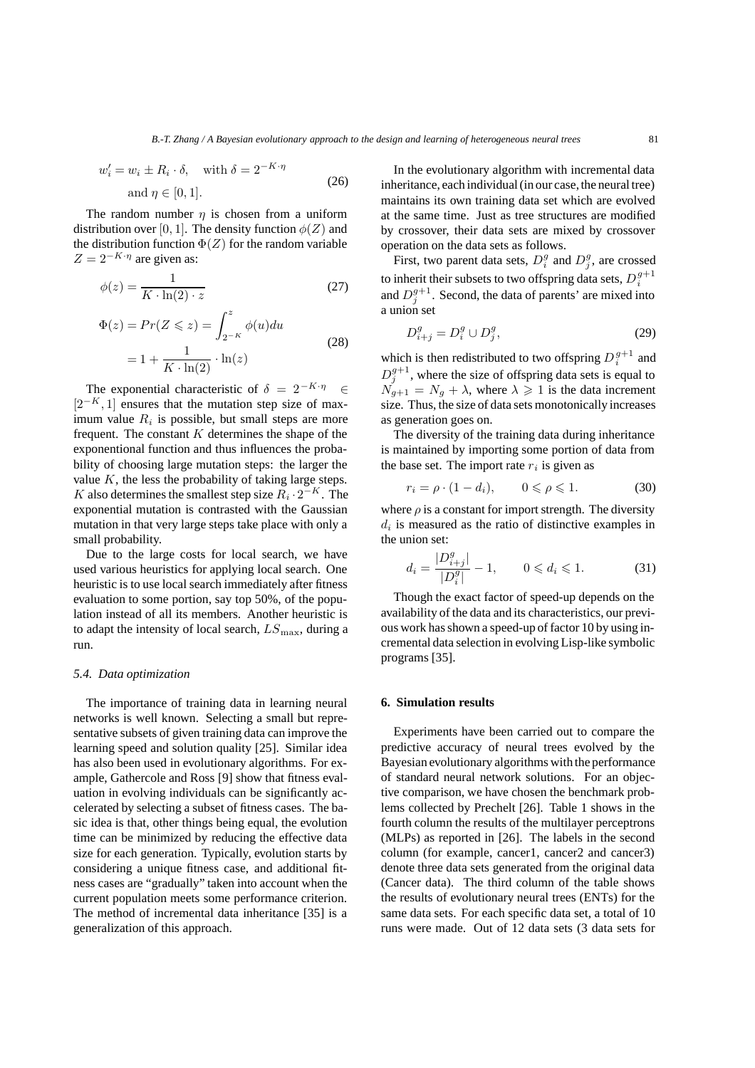$$w_i' = w_i \pm R_i \cdot \delta, \quad \text{with } \delta = 2^{-K \cdot \eta} \text{ and } \eta \in [0,1]. \tag{26}$$

The random number $\eta$ is chosen from a uniform distribution over $[0, 1]$. The density function $\phi(Z)$ and the distribution function $\Phi(Z)$ for the random variable $Z = 2^{-K \cdot \eta}$ are given as:

$$\phi(z) = \frac{1}{K \cdot \ln(2) \cdot z} \tag{27}$$

$$\Phi(z) = Pr(Z \leqslant z) = \int_{2^{-K}}^{z} \phi(u) du = 1 + \frac{1}{K \cdot \ln(2)} \cdot \ln(z) \tag{28}$$

The exponential characteristic of $\delta = 2^{-K \cdot \eta} \in [2^{-K}, 1]$ ensures that the mutation step size of maximum value $R_i$ is possible, but small steps are more frequent. The constant $K$ determines the shape of the exponentional function and thus influences the probability of choosing large mutation steps: the larger the value $K$, the less the probability of taking large steps. $K$ also determines the smallest step size $R_i \cdot 2^{-K}$. The exponential mutation is contrasted with the Gaussian mutation in that very large steps take place with only a small probability.

Due to the large costs for local search, we have used various heuristics for applying local search. One heuristic is to use local search immediately after fitness evaluation to some portion, say top 50%, of the population instead of all its members. Another heuristic is to adapt the intensity of local search, $LS_{\max}$, during a run.

### 5.4. Data optimization

The importance of training data in learning neural networks is well known. Selecting a small but representative subsets of given training data can improve the learning speed and solution quality [25]. Similar idea has also been used in evolutionary algorithms. For example, Gathercole and Ross [9] show that fitness evaluation in evolving individuals can be significantly accelerated by selecting a subset of fitness cases. The basic idea is that, other things being equal, the evolution time can be minimized by reducing the effective data size for each generation. Typically, evolution starts by considering a unique fitness case, and additional fitness cases are "gradually" taken into account when the current population meets some performance criterion. The method of incremental data inheritance [35] is a generalization of this approach.

In the evolutionary algorithm with incremental data inheritance, each individual (in our case, the neural tree) maintains its own training data set which are evolved at the same time. Just as tree structures are modified by crossover, their data sets are mixed by crossover operation on the data sets as follows.

First, two parent data sets, $D_i^g$ and $D_j^g$, are crossed to inherit their subsets to two offspring data sets, $D_i^{g+1}$ and $D_j^{g+1}$. Second, the data of parents' are mixed into a union set

$$D_{i+j}^g = D_i^g \cup D_j^g, \tag{29}$$

which is then redistributed to two offspring $D_i^{g+1}$ and $D_j^{g+1}$, where the size of offspring data sets is equal to $N_{g+1} = N_g + \lambda$, where $\lambda \geqslant 1$ is the data increment size. Thus, the size of data sets monotonically increases as generation goes on.

The diversity of the training data during inheritance is maintained by importing some portion of data from the base set. The import rate $r_i$ is given as

$$r_i = \rho \cdot (1 - d_i), \qquad 0 \leqslant \rho \leqslant 1. \tag{30}$$

where $\rho$ is a constant for import strength. The diversity $d_i$ is measured as the ratio of distinctive examples in the union set:

$$d_i = \frac{|D_{i+j}^g|}{|D_i^g|} - 1, \qquad 0 \leqslant d_i \leqslant 1. \tag{31}$$

Though the exact factor of speed-up depends on the availability of the data and its characteristics, our previous work has shown a speed-up of factor 10 by using incremental data selection in evolving Lisp-like symbolic programs [35].

## 6. Simulation results

Experiments have been carried out to compare the predictive accuracy of neural trees evolved by the Bayesian evolutionary algorithms with the performance of standard neural network solutions. For an objective comparison, we have chosen the benchmark problems collected by Prechelt [26]. Table 1 shows in the fourth column the results of the multilayer perceptrons (MLPs) as reported in [26]. The labels in the second column (for example, cancer1, cancer2 and cancer3) denote three data sets generated from the original data (Cancer data). The third column of the table shows the results of evolutionary neural trees (ENTs) for the same data sets. For each specific data set, a total of 10 runs were made. Out of 12 data sets (3 data sets for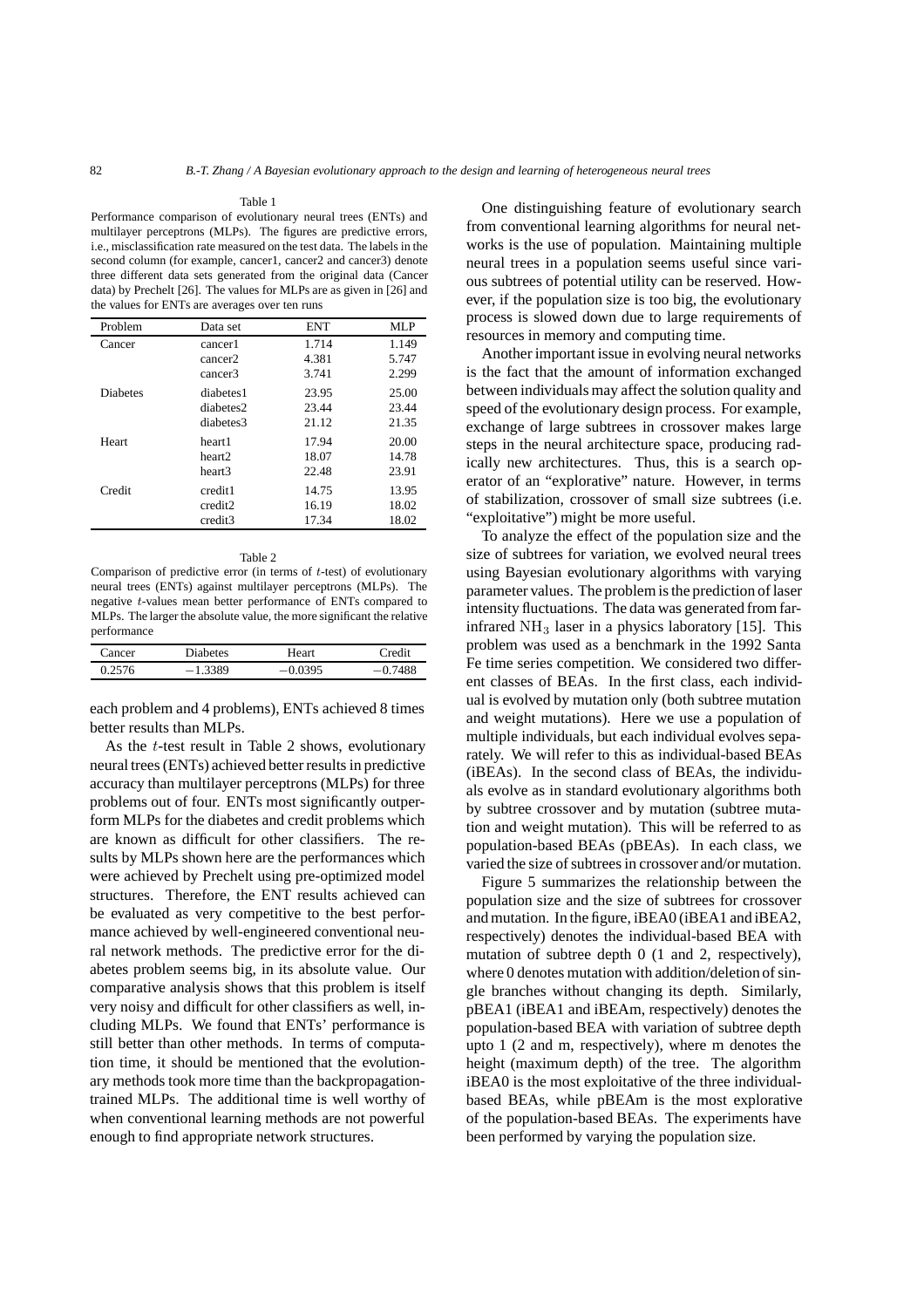Table 1

Performance comparison of evolutionary neural trees (ENTs) and multilayer perceptrons (MLPs). The figures are predictive errors, i.e., misclassification rate measured on the test data. The labels in the second column (for example, cancer1, cancer2 and cancer3) denote three different data sets generated from the original data (Cancer data) by Prechelt [26]. The values for MLPs are as given in [26] and the values for ENTs are averages over ten runs

| Problem | Data set | ENT | MLP |
|---|---|---|---|
| Cancer | cancer1 | 1.714 | 1.149 |
| | cancer2 | 4.381 | 5.747 |
| | cancer3 | 3.741 | 2.299 |
| Diabetes | diabetes1 | 23.95 | 25.00 |
| | diabetes2 | 23.44 | 23.44 |
| | diabetes3 | 21.12 | 21.35 |
| Heart | heart1 | 17.94 | 20.00 |
| | heart2 | 18.07 | 14.78 |
| | heart3 | 22.48 | 23.91 |
| Credit | credit1 | 14.75 | 13.95 |
| | credit2 | 16.19 | 18.02 |
| | credit3 | 17.34 | 18.02 |

Table 2

Comparison of predictive error (in terms of $t$-test) of evolutionary neural trees (ENTs) against multilayer perceptrons (MLPs). The negative $t$-values mean better performance of ENTs compared to MLPs. The larger the absolute value, the more significant the relative performance

| Cancer | Diabetes | Heart | Credit |
|---|---|---|---|
| 0.2576 | −1.3389 | −0.0395 | −0.7488 |

each problem and 4 problems), ENTs achieved 8 times better results than MLPs.

As the $t$-test result in Table 2 shows, evolutionary neural trees (ENTs) achieved better results in predictive accuracy than multilayer perceptrons (MLPs) for three problems out of four. ENTs most significantly outperform MLPs for the diabetes and credit problems which are known as difficult for other classifiers. The results by MLPs shown here are the performances which were achieved by Prechelt using pre-optimized model structures. Therefore, the ENT results achieved can be evaluated as very competitive to the best performance achieved by well-engineered conventional neural network methods. The predictive error for the diabetes problem seems big, in its absolute value. Our comparative analysis shows that this problem is itself very noisy and difficult for other classifiers as well, including MLPs. We found that ENTs' performance is still better than other methods. In terms of computation time, it should be mentioned that the evolutionary methods took more time than the backpropagation-trained MLPs. The additional time is well worthy of when conventional learning methods are not powerful enough to find appropriate network structures.

One distinguishing feature of evolutionary search from conventional learning algorithms for neural networks is the use of population. Maintaining multiple neural trees in a population seems useful since various subtrees of potential utility can be reserved. However, if the population size is too big, the evolutionary process is slowed down due to large requirements of resources in memory and computing time.

Another important issue in evolving neural networks is the fact that the amount of information exchanged between individuals may affect the solution quality and speed of the evolutionary design process. For example, exchange of large subtrees in crossover makes large steps in the neural architecture space, producing radically new architectures. Thus, this is a search operator of an "explorative" nature. However, in terms of stabilization, crossover of small size subtrees (i.e. "exploitative") might be more useful.

To analyze the effect of the population size and the size of subtrees for variation, we evolved neural trees using Bayesian evolutionary algorithms with varying parameter values. The problem is the prediction of laser intensity fluctuations. The data was generated from far-infrared $NH_3$ laser in a physics laboratory [15]. This problem was used as a benchmark in the 1992 Santa Fe time series competition. We considered two different classes of BEAs. In the first class, each individual is evolved by mutation only (both subtree mutation and weight mutations). Here we use a population of multiple individuals, but each individual evolves separately. We will refer to this as individual-based BEAs (iBEAs). In the second class of BEAs, the individuals evolve as in standard evolutionary algorithms both by subtree crossover and by mutation (subtree mutation and weight mutation). This will be referred to as population-based BEAs (pBEAs). In each class, we varied the size of subtrees in crossover and/or mutation.

Figure 5 summarizes the relationship between the population size and the size of subtrees for crossover and mutation. In the figure, iBEA0 (iBEA1 and iBEA2, respectively) denotes the individual-based BEA with mutation of subtree depth 0 (1 and 2, respectively), where 0 denotes mutation with addition/deletion of single branches without changing its depth. Similarly, pBEA1 (iBEA1 and iBEAm, respectively) denotes the population-based BEA with variation of subtree depth upto 1 (2 and m, respectively), where m denotes the height (maximum depth) of the tree. The algorithm iBEA0 is the most exploitative of the three individual-based BEAs, while pBEAm is the most explorative of the population-based BEAs. The experiments have been performed by varying the population size.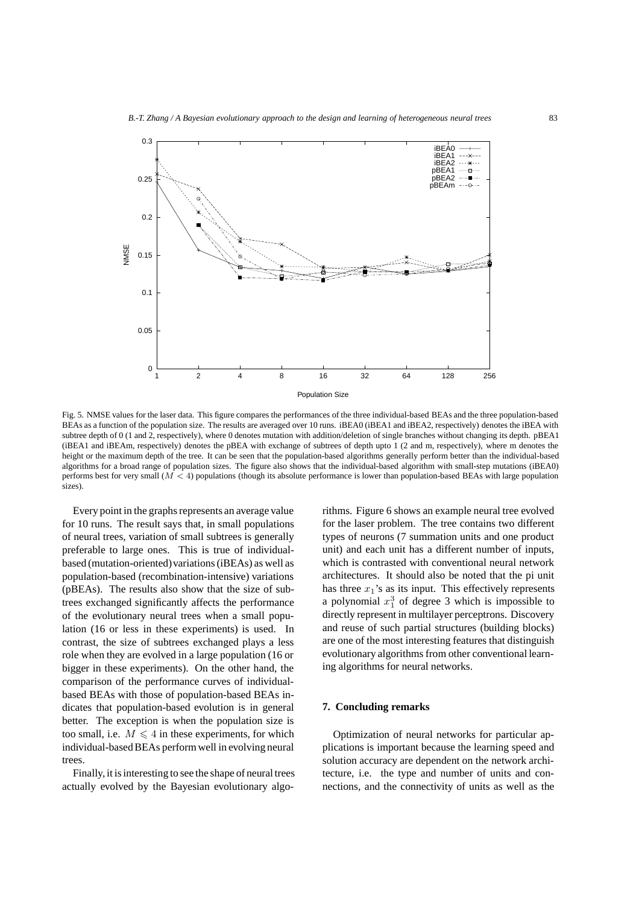0.3
0.25
0.2
0.15
0.1
0.05
0

NMSE

1 2 4 8 16 32 64 128 256

Population Size

iBEA0
iBEA1
iBEA2
pBEA1
pBEA2
pBEAm

Fig. 5. NMSE values for the laser data. This figure compares the performances of the three individual-based BEAs and the three population-based BEAs as a function of the population size. The results are averaged over 10 runs. iBEA0 (iBEA1 and iBEA2, respectively) denotes the iBEA with subtree depth of 0 (1 and 2, respectively), where 0 denotes mutation with addition/deletion of single branches without changing its depth. pBEA1 (iBEA1 and iBEAm, respectively) denotes the pBEA with exchange of subtrees of depth upto 1 (2 and m, respectively), where m denotes the height or the maximum depth of the tree. It can be seen that the population-based algorithms generally perform better than the individual-based algorithms for a broad range of population sizes. The figure also shows that the individual-based algorithm with small-step mutations (iBEA0) performs best for very small ($M < 4$) populations (though its absolute performance is lower than population-based BEAs with large population sizes).

Every point in the graphs represents an average value for 10 runs. The result says that, in small populations of neural trees, variation of small subtrees is generally preferable to large ones. This is true of individual-based (mutation-oriented) variations (iBEAs) as well as population-based (recombination-intensive) variations (pBEAs). The results also show that the size of subtrees exchanged significantly affects the performance of the evolutionary neural trees when a small population (16 or less in these experiments) is used. In contrast, the size of subtrees exchanged plays a less role when they are evolved in a large population (16 or bigger in these experiments). On the other hand, the comparison of the performance curves of individual-based BEAs with those of population-based BEAs indicates that population-based evolution is in general better. The exception is when the population size is too small, i.e. $M \leqslant 4$ in these experiments, for which individual-based BEAs perform well in evolving neural trees.

Finally, it is interesting to see the shape of neural trees actually evolved by the Bayesian evolutionary algorithms. Figure 6 shows an example neural tree evolved for the laser problem. The tree contains two different types of neurons (7 summation units and one product unit) and each unit has a different number of inputs, which is contrasted with conventional neural network architectures. It should also be noted that the pi unit has three $x_1$'s as its input. This effectively represents a polynomial $x_1^3$ of degree 3 which is impossible to directly represent in multilayer perceptrons. Discovery and reuse of such partial structures (building blocks) are one of the most interesting features that distinguish evolutionary algorithms from other conventional learning algorithms for neural networks.

## 7. Concluding remarks

Optimization of neural networks for particular applications is important because the learning speed and solution accuracy are dependent on the network architecture, i.e. the type and number of units and connections, and the connectivity of units as well as the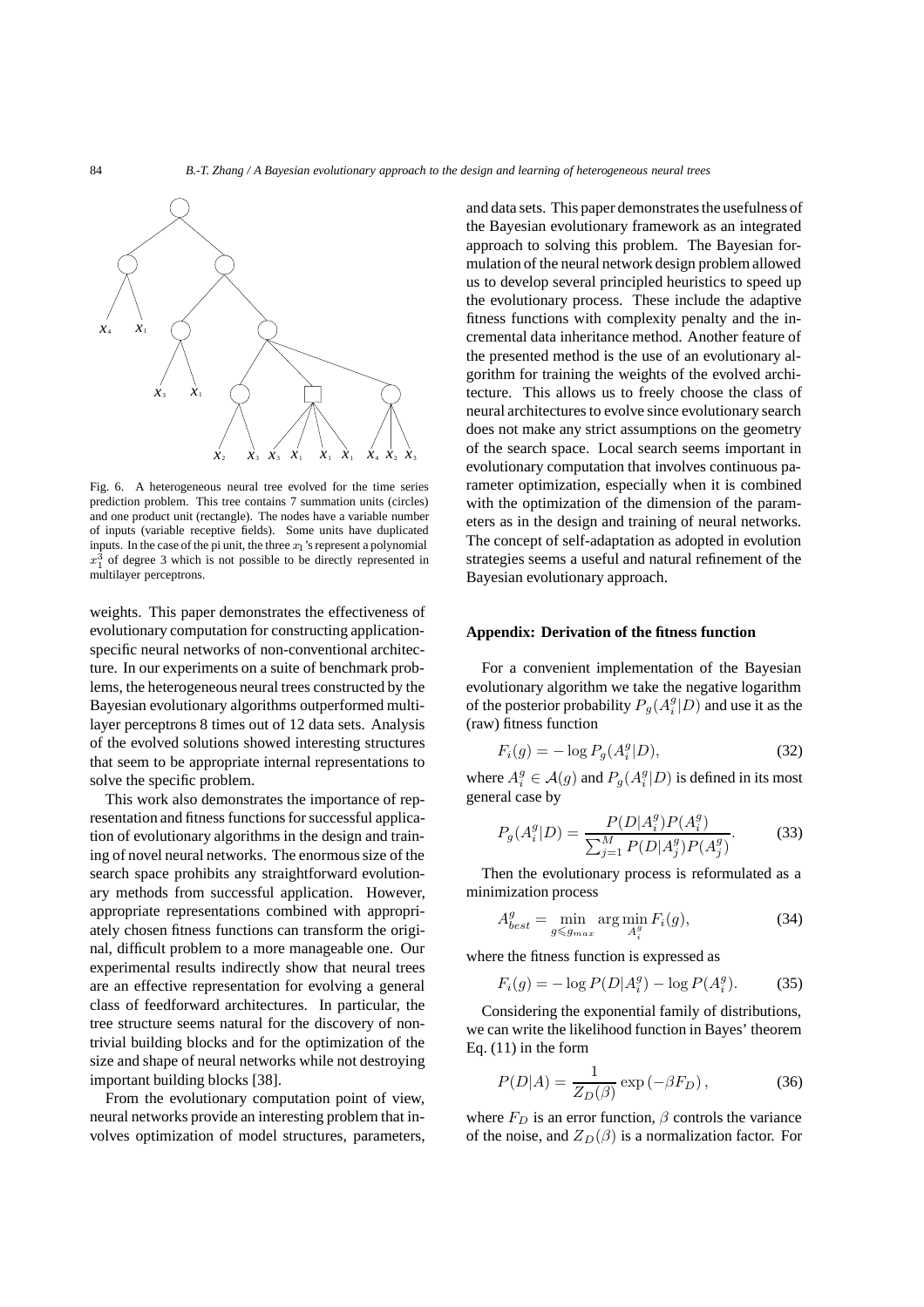$x_4$ $x_1$ $x_3$ $x_1$ $x_2$ $x_3$ $x_3$ $x_1$ $x_1$ $x_1$ $x_4$ $x_2$ $x_3$

Fig. 6. A heterogeneous neural tree evolved for the time series prediction problem. This tree contains 7 summation units (circles) and one product unit (rectangle). The nodes have a variable number of inputs (variable receptive fields). Some units have duplicated inputs. In the case of the pi unit, the three $x_1$'s represent a polynomial $x_1^3$ of degree 3 which is not possible to be directly represented in multilayer perceptrons.

weights. This paper demonstrates the effectiveness of evolutionary computation for constructing application-specific neural networks of non-conventional architecture. In our experiments on a suite of benchmark problems, the heterogeneous neural trees constructed by the Bayesian evolutionary algorithms outperformed multilayer perceptrons 8 times out of 12 data sets. Analysis of the evolved solutions showed interesting structures that seem to be appropriate internal representations to solve the specific problem.

This work also demonstrates the importance of representation and fitness functions for successful application of evolutionary algorithms in the design and training of novel neural networks. The enormous size of the search space prohibits any straightforward evolutionary methods from successful application. However, appropriate representations combined with appropriately chosen fitness functions can transform the original, difficult problem to a more manageable one. Our experimental results indirectly show that neural trees are an effective representation for evolving a general class of feedforward architectures. In particular, the tree structure seems natural for the discovery of nontrivial building blocks and for the optimization of the size and shape of neural networks while not destroying important building blocks [38].

From the evolutionary computation point of view, neural networks provide an interesting problem that involves optimization of model structures, parameters, and data sets. This paper demonstrates the usefulness of the Bayesian evolutionary framework as an integrated approach to solving this problem. The Bayesian formulation of the neural network design problem allowed us to develop several principled heuristics to speed up the evolutionary process. These include the adaptive fitness functions with complexity penalty and the incremental data inheritance method. Another feature of the presented method is the use of an evolutionary algorithm for training the weights of the evolved architecture. This allows us to freely choose the class of neural architectures to evolve since evolutionary search does not make any strict assumptions on the geometry of the search space. Local search seems important in evolutionary computation that involves continuous parameter optimization, especially when it is combined with the optimization of the dimension of the parameters as in the design and training of neural networks. The concept of self-adaptation as adopted in evolution strategies seems a useful and natural refinement of the Bayesian evolutionary approach.

## Appendix: Derivation of the fitness function

For a convenient implementation of the Bayesian evolutionary algorithm we take the negative logarithm of the posterior probability $P_g(A_i^g|D)$ and use it as the (raw) fitness function

$$F_i(g) = -\log P_g(A_i^g|D), \tag{32}$$

where $A_i^g \in \mathcal{A}(g)$ and $P_g(A_i^g|D)$ is defined in its most general case by

$$P_g(A_i^g|D) = \frac{P(D|A_i^g)P(A_i^g)}{\sum_{j=1}^{M} P(D|A_j^g)P(A_j^g)}. \tag{33}$$

Then the evolutionary process is reformulated as a minimization process

$$A_{best}^g = \min_{g \leqslant g_{max}} \arg\min_{A_i^g} F_i(g), \tag{34}$$

where the fitness function is expressed as

$$F_i(g) = -\log P(D|A_i^g) - \log P(A_i^g). \tag{35}$$

Considering the exponential family of distributions, we can write the likelihood function in Bayes' theorem Eq. (11) in the form

$$P(D|A) = \frac{1}{Z_D(\beta)} \exp\left(-\beta F_D\right), \tag{36}$$

where $F_D$ is an error function, $\beta$ controls the variance of the noise, and $Z_D(\beta)$ is a normalization factor. For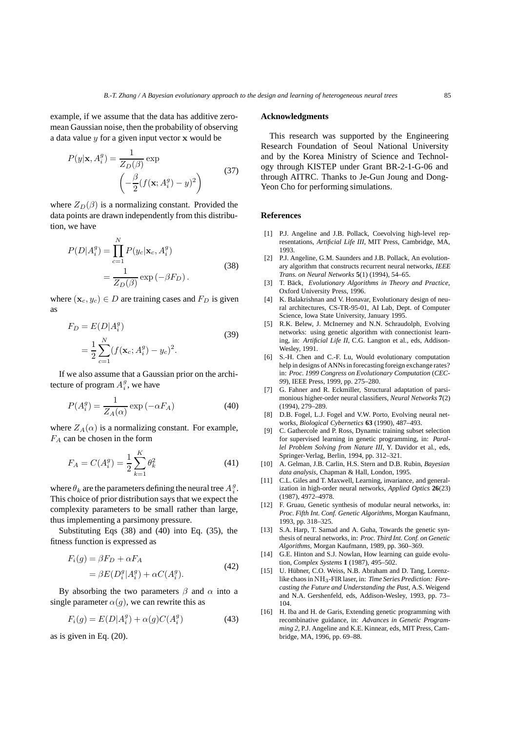example, if we assume that the data has additive zero-mean Gaussian noise, then the probability of observing a data value $y$ for a given input vector $\mathbf{x}$ would be

$$P(y|\mathbf{x}, A_i^g) = \frac{1}{Z_D(\beta)} \exp \left( -\frac{\beta}{2} (f(\mathbf{x}; A_i^g) - y)^2 \right) \tag{37}$$

where $Z_D(\beta)$ is a normalizing constant. Provided the data points are drawn independently from this distribution, we have

$$\begin{aligned} P(D|A_i^g) &= \prod_{c=1}^{N} P(y_c|\mathbf{x}_c, A_i^g) \\ &= \frac{1}{Z_D(\beta)} \exp\left(-\beta F_D\right). \end{aligned} \tag{38}$$

where $(\mathbf{x}_c, y_c) \in D$ are training cases and $F_D$ is given as

$$\begin{aligned} F_D &= E(D|A_i^g) \\ &= \frac{1}{2} \sum_{c=1}^{N} (f(\mathbf{x}_c; A_i^g) - y_c)^2. \end{aligned} \tag{39}$$

If we also assume that a Gaussian prior on the architecture of program $A_i^g$, we have

$$P(A_i^g) = \frac{1}{Z_A(\alpha)} \exp\left(-\alpha F_A\right) \tag{40}$$

where $Z_A(\alpha)$ is a normalizing constant. For example, $F_A$ can be chosen in the form

$$F_A = C(A_i^g) = \frac{1}{2} \sum_{k=1}^{K} \theta_k^2 \tag{41}$$

where $\theta_k$ are the parameters defining the neural tree $A_i^g$. This choice of prior distribution says that we expect the complexity parameters to be small rather than large, thus implementing a parsimony pressure.

Substituting Eqs (38) and (40) into Eq. (35), the fitness function is expressed as

$$\begin{aligned} F_i(g) &= \beta F_D + \alpha F_A \\ &= \beta E(D_i^g|A_i^g) + \alpha C(A_i^g). \end{aligned} \tag{42}$$

By absorbing the two parameters $\beta$ and $\alpha$ into a single parameter $\alpha(g)$, we can rewrite this as

$$F_i(g) = E(D|A_i^g) + \alpha(g) C(A_i^g) \tag{43}$$

as is given in Eq. (20).

## Acknowledgments

This research was supported by the Engineering Research Foundation of Seoul National University and by the Korea Ministry of Science and Technology through KISTEP under Grant BR-2-1-G-06 and through AITRC. Thanks to Je-Gun Joung and Dong-Yeon Cho for performing simulations.

## References

[1] P.J. Angeline and J.B. Pollack, Coevolving high-level representations, *Artificial Life III*, MIT Press, Cambridge, MA, 1993.

[2] P.J. Angeline, G.M. Saunders and J.B. Pollack, An evolutionary algorithm that constructs recurrent neural networks, *IEEE Trans. on Neural Networks* **5**(1) (1994), 54–65.

[3] T. Bäck, *Evolutionary Algorithms in Theory and Practice*, Oxford University Press, 1996.

[4] K. Balakrishnan and V. Honavar, Evolutionary design of neural architectures, CS-TR-95-01, AI Lab, Dept. of Computer Science, Iowa State University, January 1995.

[5] R.K. Belew, J. McInerney and N.N. Schraudolph, Evolving networks: using genetic algorithm with connectionist learning, in: *Artificial Life II*, C.G. Langton et al., eds, Addison-Wesley, 1991.

[6] S.-H. Chen and C.-F. Lu, Would evolutionary computation help in designs of ANNs in forecasting foreign exchange rates? in: *Proc. 1999 Congress on Evolutionary Computation* (*CEC-99*), IEEE Press, 1999, pp. 275–280.

[7] G. Fahner and R. Eckmiller, Structural adaptation of parsimonious higher-order neural classifiers, *Neural Networks* **7**(2) (1994), 279–289.

[8] D.B. Fogel, L.J. Fogel and V.W. Porto, Evolving neural networks, *Biological Cybernetics* **63** (1990), 487–493.

[9] C. Gathercole and P. Ross, Dynamic training subset selection for supervised learning in genetic programming, in: *Parallel Problem Solving from Nature III*, Y. Davidor et al., eds, Springer-Verlag, Berlin, 1994, pp. 312–321.

[10] A. Gelman, J.B. Carlin, H.S. Stern and D.B. Rubin, *Bayesian data analysis*, Chapman & Hall, London, 1995.

[11] C.L. Giles and T. Maxwell, Learning, invariance, and generalization in high-order neural networks, *Applied Optics* **26**(23) (1987), 4972–4978.

[12] F. Gruau, Genetic synthesis of modular neural networks, in: *Proc. Fifth Int. Conf. Genetic Algorithms*, Morgan Kaufmann, 1993, pp. 318–325.

[13] S.A. Harp, T. Samad and A. Guha, Towards the genetic synthesis of neural networks, in: *Proc. Third Int. Conf. on Genetic Algorithms*, Morgan Kaufmann, 1989, pp. 360–369.

[14] G.E. Hinton and S.J. Nowlan, How learning can guide evolution, *Complex Systems* **1** (1987), 495–502.

[15] U. Hübner, C.O. Weiss, N.B. Abraham and D. Tang, Lorenz-like chaos in $NH_3$-FIR laser, in: *Time Series Prediction: Forecasting the Future and Understanding the Past*, A.S. Weigend and N.A. Gershenfeld, eds, Addison-Wesley, 1993, pp. 73–104.

[16] H. Iba and H. de Garis, Extending genetic programming with recombinative guidance, in: *Advances in Genetic Programming 2*, P.J. Angeline and K.E. Kinnear, eds, MIT Press, Cambridge, MA, 1996, pp. 69–88.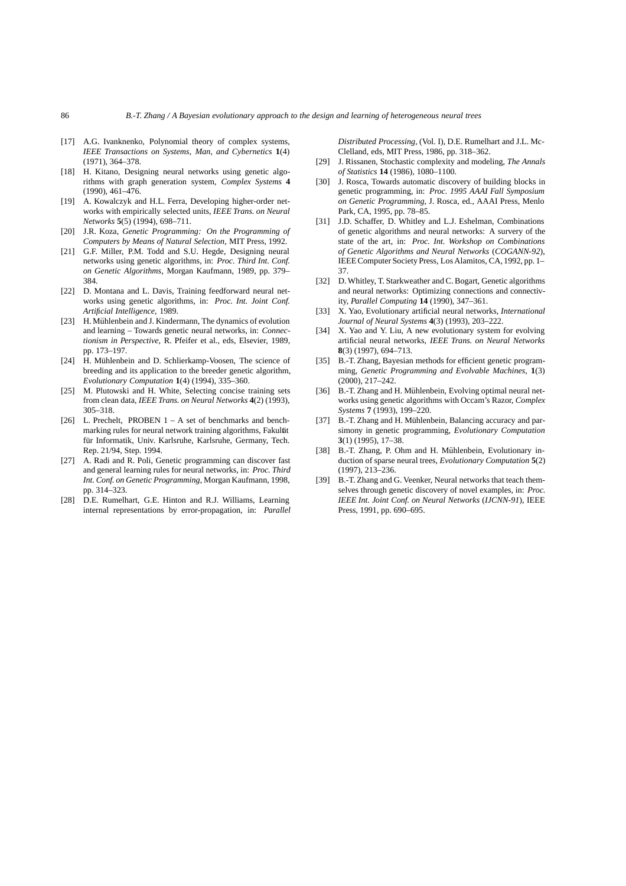[17] A.G. Ivanknenko, Polynomial theory of complex systems, *IEEE Transactions on Systems, Man, and Cybernetics* **1**(4) (1971), 364–378.

[18] H. Kitano, Designing neural networks using genetic algorithms with graph generation system, *Complex Systems* **4** (1990), 461–476.

[19] A. Kowalczyk and H.L. Ferra, Developing higher-order networks with empirically selected units, *IEEE Trans. on Neural Networks* **5**(5) (1994), 698–711.

[20] J.R. Koza, *Genetic Programming: On the Programming of Computers by Means of Natural Selection*, MIT Press, 1992.

[21] G.F. Miller, P.M. Todd and S.U. Hegde, Designing neural networks using genetic algorithms, in: *Proc. Third Int. Conf. on Genetic Algorithms*, Morgan Kaufmann, 1989, pp. 379–384.

[22] D. Montana and L. Davis, Training feedforward neural networks using genetic algorithms, in: *Proc. Int. Joint Conf. Artificial Intelligence*, 1989.

[23] H. Mühlenbein and J. Kindermann, The dynamics of evolution and learning – Towards genetic neural networks, in: *Connectionism in Perspective*, R. Pfeifer et al., eds, Elsevier, 1989, pp. 173–197.

[24] H. Mühlenbein and D. Schlierkamp-Voosen, The science of breeding and its application to the breeder genetic algorithm, *Evolutionary Computation* **1**(4) (1994), 335–360.

[25] M. Plutowski and H. White, Selecting concise training sets from clean data, *IEEE Trans. on Neural Networks* **4**(2) (1993), 305–318.

[26] L. Prechelt, PROBEN 1 – A set of benchmarks and benchmarking rules for neural network training algorithms, Fakultät für Informatik, Univ. Karlsruhe, Karlsruhe, Germany, Tech. Rep. 21/94, Step. 1994.

[27] A. Radi and R. Poli, Genetic programming can discover fast and general learning rules for neural networks, in: *Proc. Third Int. Conf. on Genetic Programming*, Morgan Kaufmann, 1998, pp. 314–323.

[28] D.E. Rumelhart, G.E. Hinton and R.J. Williams, Learning internal representations by error-propagation, in: *Parallel Distributed Processing*, (Vol. I), D.E. Rumelhart and J.L. McClelland, eds, MIT Press, 1986, pp. 318–362.

[29] J. Rissanen, Stochastic complexity and modeling, *The Annals of Statistics* **14** (1986), 1080–1100.

[30] J. Rosca, Towards automatic discovery of building blocks in genetic programming, in: *Proc. 1995 AAAI Fall Symposium on Genetic Programming*, J. Rosca, ed., AAAI Press, Menlo Park, CA, 1995, pp. 78–85.

[31] J.D. Schaffer, D. Whitley and L.J. Eshelman, Combinations of genetic algorithms and neural networks: A survery of the state of the art, in: *Proc. Int. Workshop on Combinations of Genetic Algorithms and Neural Networks* (*COGANN-92*), IEEE Computer Society Press, Los Alamitos, CA, 1992, pp. 1–37.

[32] D. Whitley, T. Starkweather and C. Bogart, Genetic algorithms and neural networks: Optimizing connections and connectivity, *Parallel Computing* **14** (1990), 347–361.

[33] X. Yao, Evolutionary artificial neural networks, *International Journal of Neural Systems* **4**(3) (1993), 203–222.

[34] X. Yao and Y. Liu, A new evolutionary system for evolving artificial neural networks, *IEEE Trans. on Neural Networks* **8**(3) (1997), 694–713.

[35] B.-T. Zhang, Bayesian methods for efficient genetic programming, *Genetic Programming and Evolvable Machines*, **1**(3) (2000), 217–242.

[36] B.-T. Zhang and H. Mühlenbein, Evolving optimal neural networks using genetic algorithms with Occam's Razor, *Complex Systems* **7** (1993), 199–220.

[37] B.-T. Zhang and H. Mühlenbein, Balancing accuracy and parsimony in genetic programming, *Evolutionary Computation* **3**(1) (1995), 17–38.

[38] B.-T. Zhang, P. Ohm and H. Mühlenbein, Evolutionary induction of sparse neural trees, *Evolutionary Computation* **5**(2) (1997), 213–236.

[39] B.-T. Zhang and G. Veenker, Neural networks that teach themselves through genetic discovery of novel examples, in: *Proc. IEEE Int. Joint Conf. on Neural Networks* (*IJCNN-91*), IEEE Press, 1991, pp. 690–695.